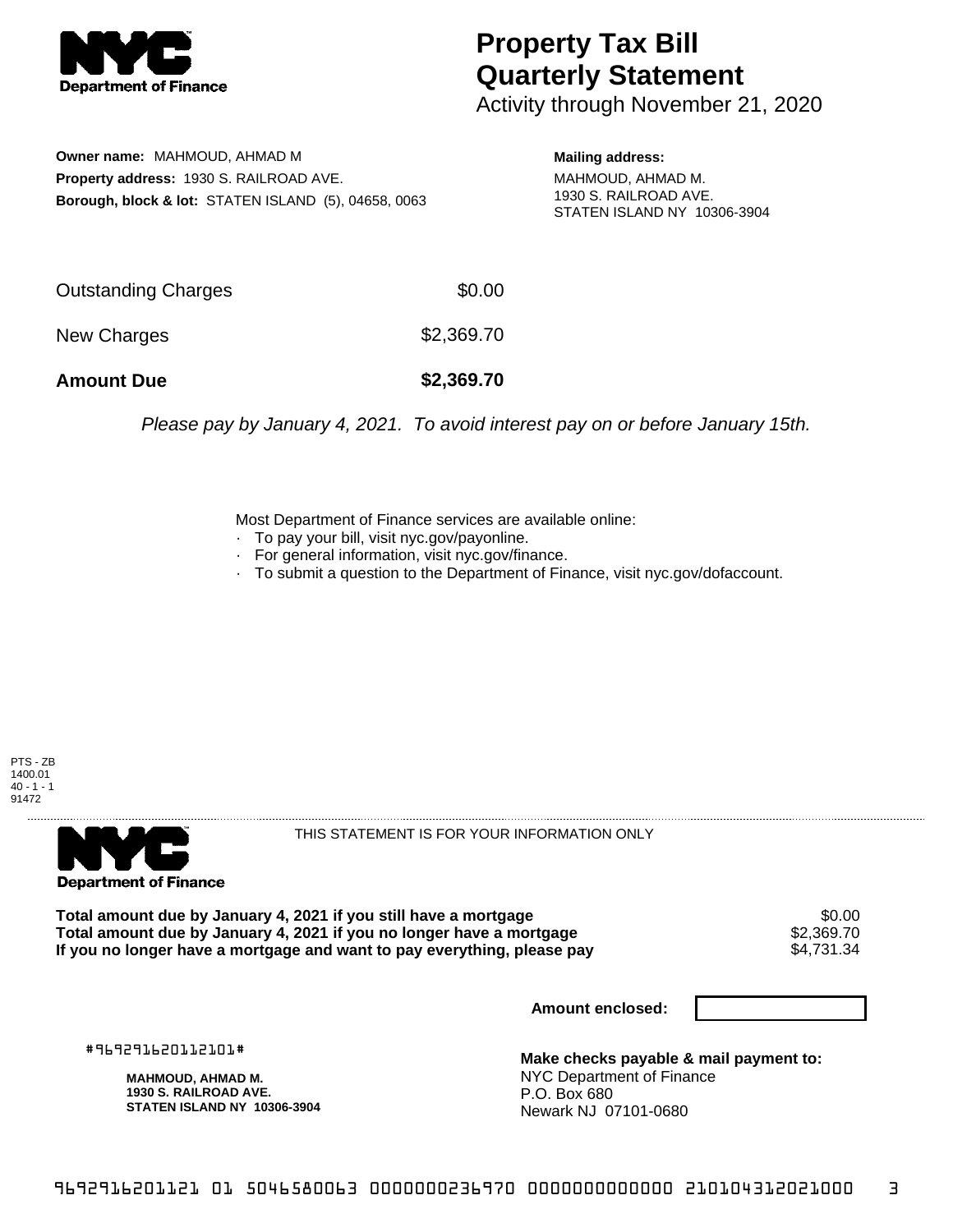# Property Tax Bill Quarterly Statement

Activity through November 21, 2020

**Owner name:** MAHMOUD, AHMAD M
**Property address:** 1930 S. RAILROAD AVE.
**Borough, block & lot:** STATEN ISLAND (5), 04658, 0063

**Mailing address:**
MAHMOUD, AHMAD M.
1930 S. RAILROAD AVE.
STATEN ISLAND NY 10306-3904

| | |
|---|---|
| Outstanding Charges | $0.00 |
| New Charges | $2,369.70 |
| **Amount Due** | **$2,369.70** |

*Please pay by January 4, 2021. To avoid interest pay on or before January 15th.*

Most Department of Finance services are available online:
- To pay your bill, visit nyc.gov/payonline.
- For general information, visit nyc.gov/finance.
- To submit a question to the Department of Finance, visit nyc.gov/dofaccount.

PTS - ZB
1400.01
40 - 1 - 1
91472

THIS STATEMENT IS FOR YOUR INFORMATION ONLY

| | |
|---|---|
| **Total amount due by January 4, 2021 if you still have a mortgage** | $0.00 |
| **Total amount due by January 4, 2021 if you no longer have a mortgage** | $2,369.70 |
| **If you no longer have a mortgage and want to pay everything, please pay** | $4,731.34 |

**Amount enclosed:**

#969291620112101#

**MAHMOUD, AHMAD M.**
**1930 S. RAILROAD AVE.**
**STATEN ISLAND NY 10306-3904**

**Make checks payable & mail payment to:**
NYC Department of Finance
P.O. Box 680
Newark NJ 07101-0680

9692916201121 01 5046580063 0000000236970 0000000000000 210104312021000 3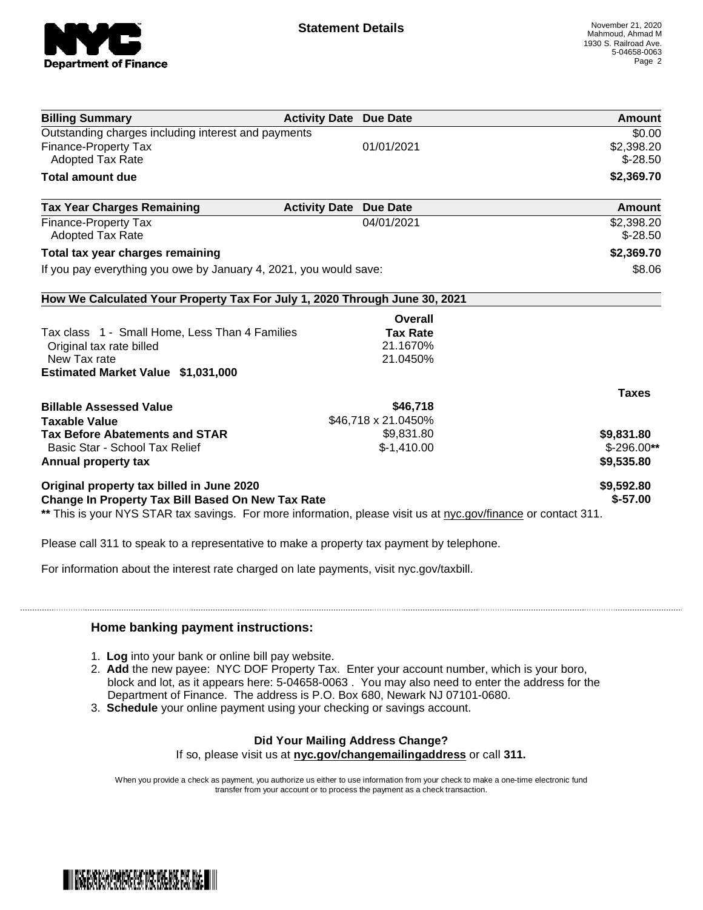**Statement Details**

November 21, 2020
Mahmoud, Ahmad M
1930 S. Railroad Ave.
5-04658-0063

| Billing Summary | Activity Date | Due Date | Amount |
| --- | --- | --- | --- |
| Outstanding charges including interest and payments | | | $0.00 |
| Finance-Property Tax | | 01/01/2021 | $2,398.20 |
| Adopted Tax Rate | | | $-28.50 |
| **Total amount due** | | | **$2,369.70** |

| Tax Year Charges Remaining | Activity Date | Due Date | Amount |
| --- | --- | --- | --- |
| Finance-Property Tax | | 04/01/2021 | $2,398.20 |
| Adopted Tax Rate | | | $-28.50 |
| **Total tax year charges remaining** | | | **$2,369.70** |
| If you pay everything you owe by January 4, 2021, you would save: | | | $8.06 |

**How We Calculated Your Property Tax For July 1, 2020 Through June 30, 2021**

| | Overall Tax Rate | Taxes |
| --- | --- | --- |
| Tax class 1 - Small Home, Less Than 4 Families | | |
| Original tax rate billed | 21.1670% | |
| New Tax rate | 21.0450% | |
| **Estimated Market Value $1,031,000** | | |
| **Billable Assessed Value** | **$46,718** | |
| **Taxable Value** | $46,718 x 21.0450% | |
| **Tax Before Abatements and STAR** | $9,831.80 | **$9,831.80** |
| Basic Star - School Tax Relief | $-1,410.00 | $-296.00** |
| **Annual property tax** | | **$9,535.80** |
| **Original property tax billed in June 2020** | | **$9,592.80** |
| **Change In Property Tax Bill Based On New Tax Rate** | | **$-57.00** |

** This is your NYS STAR tax savings. For more information, please visit us at nyc.gov/finance or contact 311.

Please call 311 to speak to a representative to make a property tax payment by telephone.

For information about the interest rate charged on late payments, visit nyc.gov/taxbill.

## Home banking payment instructions:

1. **Log** into your bank or online bill pay website.
2. **Add** the new payee: NYC DOF Property Tax. Enter your account number, which is your boro, block and lot, as it appears here: 5-04658-0063 . You may also need to enter the address for the Department of Finance. The address is P.O. Box 680, Newark NJ 07101-0680.
3. **Schedule** your online payment using your checking or savings account.

**Did Your Mailing Address Change?**
If so, please visit us at **nyc.gov/changemailingaddress** or call **311.**

When you provide a check as payment, you authorize us either to use information from your check to make a one-time electronic fund transfer from your account or to process the payment as a check transaction.